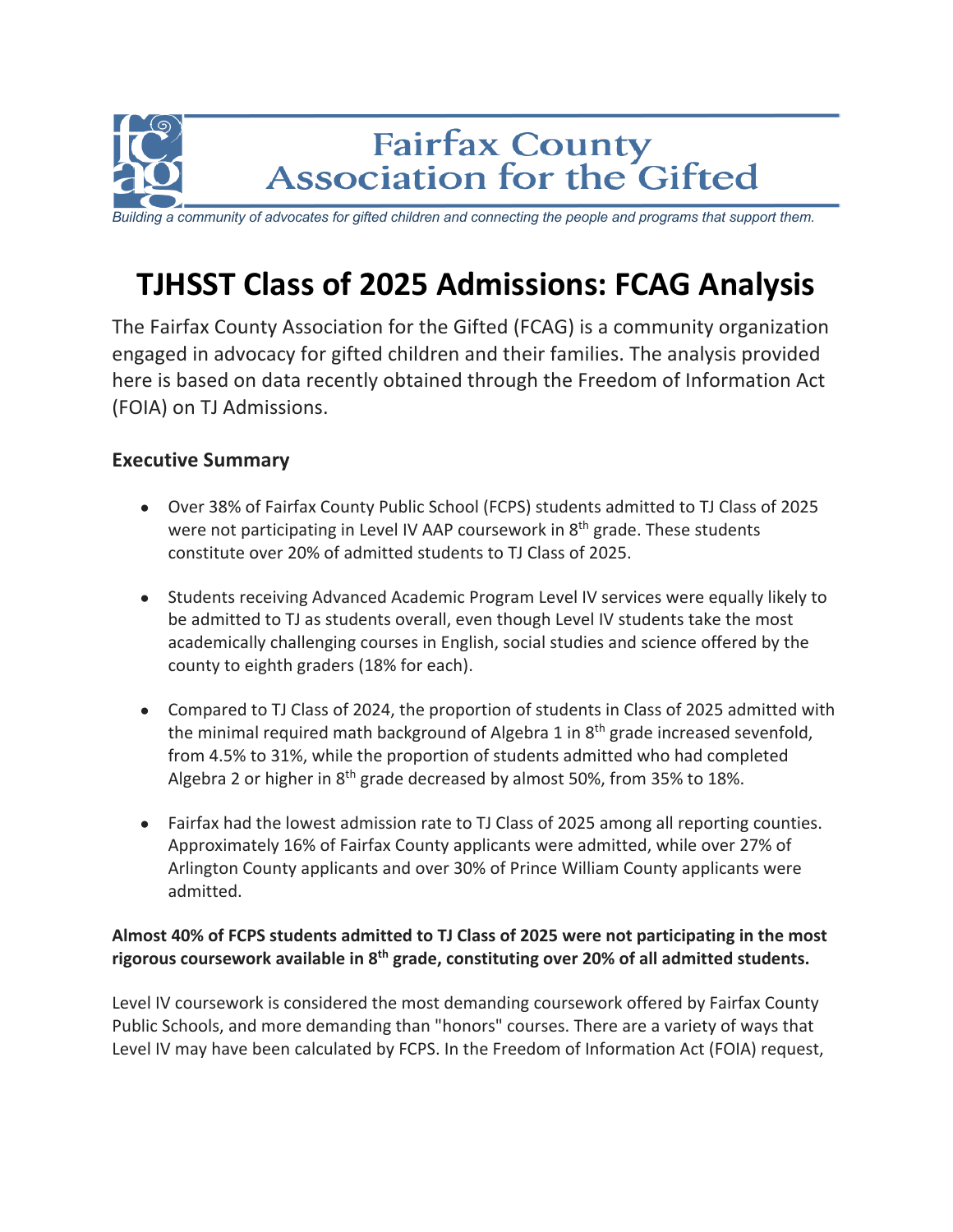# Fairfax County Association for the Gifted

*Building a community of advocates for gifted children and connecting the people and programs that support them.*

# TJHSST Class of 2025 Admissions: FCAG Analysis

The Fairfax County Association for the Gifted (FCAG) is a community organization engaged in advocacy for gifted children and their families. The analysis provided here is based on data recently obtained through the Freedom of Information Act (FOIA) on TJ Admissions.

## Executive Summary

- Over 38% of Fairfax County Public School (FCPS) students admitted to TJ Class of 2025 were not participating in Level IV AAP coursework in 8th grade. These students constitute over 20% of admitted students to TJ Class of 2025.
- Students receiving Advanced Academic Program Level IV services were equally likely to be admitted to TJ as students overall, even though Level IV students take the most academically challenging courses in English, social studies and science offered by the county to eighth graders (18% for each).
- Compared to TJ Class of 2024, the proportion of students in Class of 2025 admitted with the minimal required math background of Algebra 1 in 8th grade increased sevenfold, from 4.5% to 31%, while the proportion of students admitted who had completed Algebra 2 or higher in 8th grade decreased by almost 50%, from 35% to 18%.
- Fairfax had the lowest admission rate to TJ Class of 2025 among all reporting counties. Approximately 16% of Fairfax County applicants were admitted, while over 27% of Arlington County applicants and over 30% of Prince William County applicants were admitted.

**Almost 40% of FCPS students admitted to TJ Class of 2025 were not participating in the most rigorous coursework available in 8th grade, constituting over 20% of all admitted students.**

Level IV coursework is considered the most demanding coursework offered by Fairfax County Public Schools, and more demanding than "honors" courses. There are a variety of ways that Level IV may have been calculated by FCPS. In the Freedom of Information Act (FOIA) request,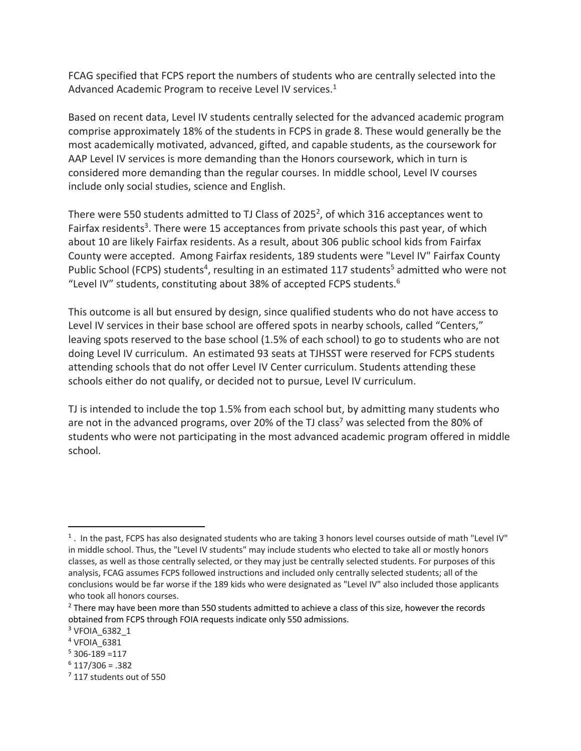FCAG specified that FCPS report the numbers of students who are centrally selected into the Advanced Academic Program to receive Level IV services.[1]

Based on recent data, Level IV students centrally selected for the advanced academic program comprise approximately 18% of the students in FCPS in grade 8. These would generally be the most academically motivated, advanced, gifted, and capable students, as the coursework for AAP Level IV services is more demanding than the Honors coursework, which in turn is considered more demanding than the regular courses. In middle school, Level IV courses include only social studies, science and English.

There were 550 students admitted to TJ Class of 2025[2], of which 316 acceptances went to Fairfax residents[3]. There were 15 acceptances from private schools this past year, of which about 10 are likely Fairfax residents. As a result, about 306 public school kids from Fairfax County were accepted. Among Fairfax residents, 189 students were "Level IV" Fairfax County Public School (FCPS) students[4], resulting in an estimated 117 students[5] admitted who were not "Level IV" students, constituting about 38% of accepted FCPS students.[6]

This outcome is all but ensured by design, since qualified students who do not have access to Level IV services in their base school are offered spots in nearby schools, called "Centers," leaving spots reserved to the base school (1.5% of each school) to go to students who are not doing Level IV curriculum. An estimated 93 seats at TJHSST were reserved for FCPS students attending schools that do not offer Level IV Center curriculum. Students attending these schools either do not qualify, or decided not to pursue, Level IV curriculum.

TJ is intended to include the top 1.5% from each school but, by admitting many students who are not in the advanced programs, over 20% of the TJ class[7] was selected from the 80% of students who were not participating in the most advanced academic program offered in middle school.

---

[1] . In the past, FCPS has also designated students who are taking 3 honors level courses outside of math "Level IV" in middle school. Thus, the "Level IV students" may include students who elected to take all or mostly honors classes, as well as those centrally selected, or they may just be centrally selected students. For purposes of this analysis, FCAG assumes FCPS followed instructions and included only centrally selected students; all of the conclusions would be far worse if the 189 kids who were designated as "Level IV" also included those applicants who took all honors courses.

[2] There may have been more than 550 students admitted to achieve a class of this size, however the records obtained from FCPS through FOIA requests indicate only 550 admissions.

[3] VFOIA_6382_1

[4] VFOIA_6381

[5] 306-189 =117

[6] 117/306 = .382

[7] 117 students out of 550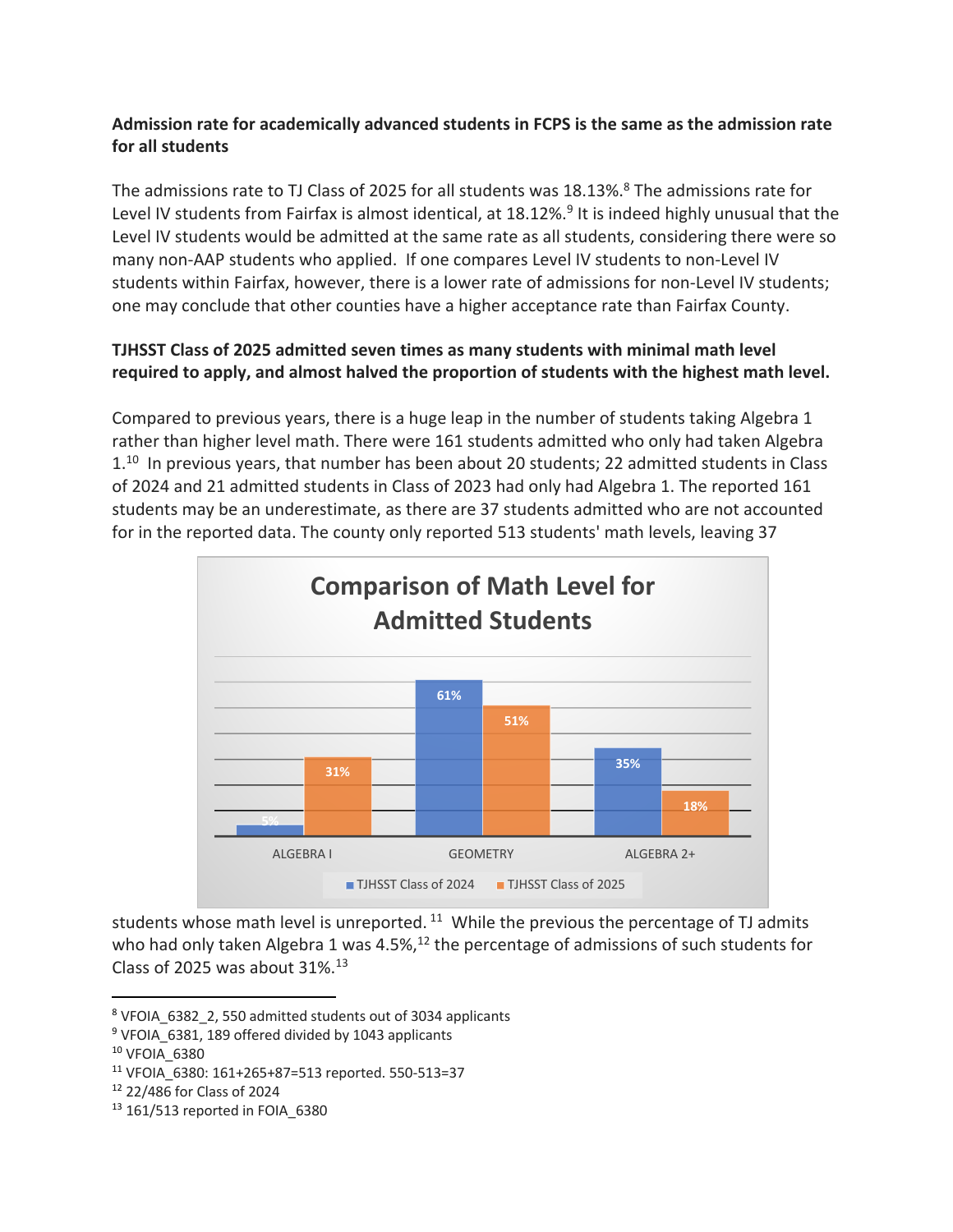**Admission rate for academically advanced students in FCPS is the same as the admission rate for all students**

The admissions rate to TJ Class of 2025 for all students was 18.13%.[8] The admissions rate for Level IV students from Fairfax is almost identical, at 18.12%.[9] It is indeed highly unusual that the Level IV students would be admitted at the same rate as all students, considering there were so many non-AAP students who applied. If one compares Level IV students to non-Level IV students within Fairfax, however, there is a lower rate of admissions for non-Level IV students; one may conclude that other counties have a higher acceptance rate than Fairfax County.

**TJHSST Class of 2025 admitted seven times as many students with minimal math level required to apply, and almost halved the proportion of students with the highest math level.**

Compared to previous years, there is a huge leap in the number of students taking Algebra 1 rather than higher level math. There were 161 students admitted who only had taken Algebra 1.[10] In previous years, that number has been about 20 students; 22 admitted students in Class of 2024 and 21 admitted students in Class of 2023 had only had Algebra 1. The reported 161 students may be an underestimate, as there are 37 students admitted who are not accounted for in the reported data. The county only reported 513 students' math levels, leaving 37 students whose math level is unreported.[11] While the previous the percentage of TJ admits who had only taken Algebra 1 was 4.5%,[12] the percentage of admissions of such students for Class of 2025 was about 31%.[13]

**Comparison of Math Level for Admitted Students**

| | ALGEBRA I | GEOMETRY | ALGEBRA 2+ |
|---|---|---|---|
| TJHSST Class of 2024 | 5% | 61% | 35% |
| TJHSST Class of 2025 | 31% | 51% | 18% |

[8] VFOIA_6382_2, 550 admitted students out of 3034 applicants
[9] VFOIA_6381, 189 offered divided by 1043 applicants
[10] VFOIA_6380
[11] VFOIA_6380: 161+265+87=513 reported. 550-513=37
[12] 22/486 for Class of 2024
[13] 161/513 reported in FOIA_6380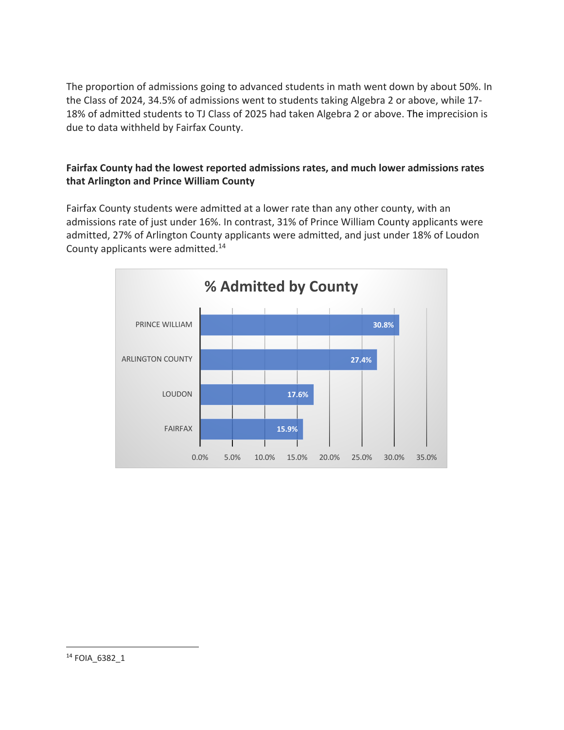The proportion of admissions going to advanced students in math went down by about 50%. In the Class of 2024, 34.5% of admissions went to students taking Algebra 2 or above, while 17-18% of admitted students to TJ Class of 2025 had taken Algebra 2 or above. The imprecision is due to data withheld by Fairfax County.

**Fairfax County had the lowest reported admissions rates, and much lower admissions rates that Arlington and Prince William County**

Fairfax County students were admitted at a lower rate than any other county, with an admissions rate of just under 16%. In contrast, 31% of Prince William County applicants were admitted, 27% of Arlington County applicants were admitted, and just under 18% of Loudon County applicants were admitted.[14]

% Admitted by County

PRINCE WILLIAM 30.8%

ARLINGTON COUNTY 27.4%

LOUDON 17.6%

FAIRFAX 15.9%

0.0% 5.0% 10.0% 15.0% 20.0% 25.0% 30.0% 35.0%

---

[14] FOIA_6382_1